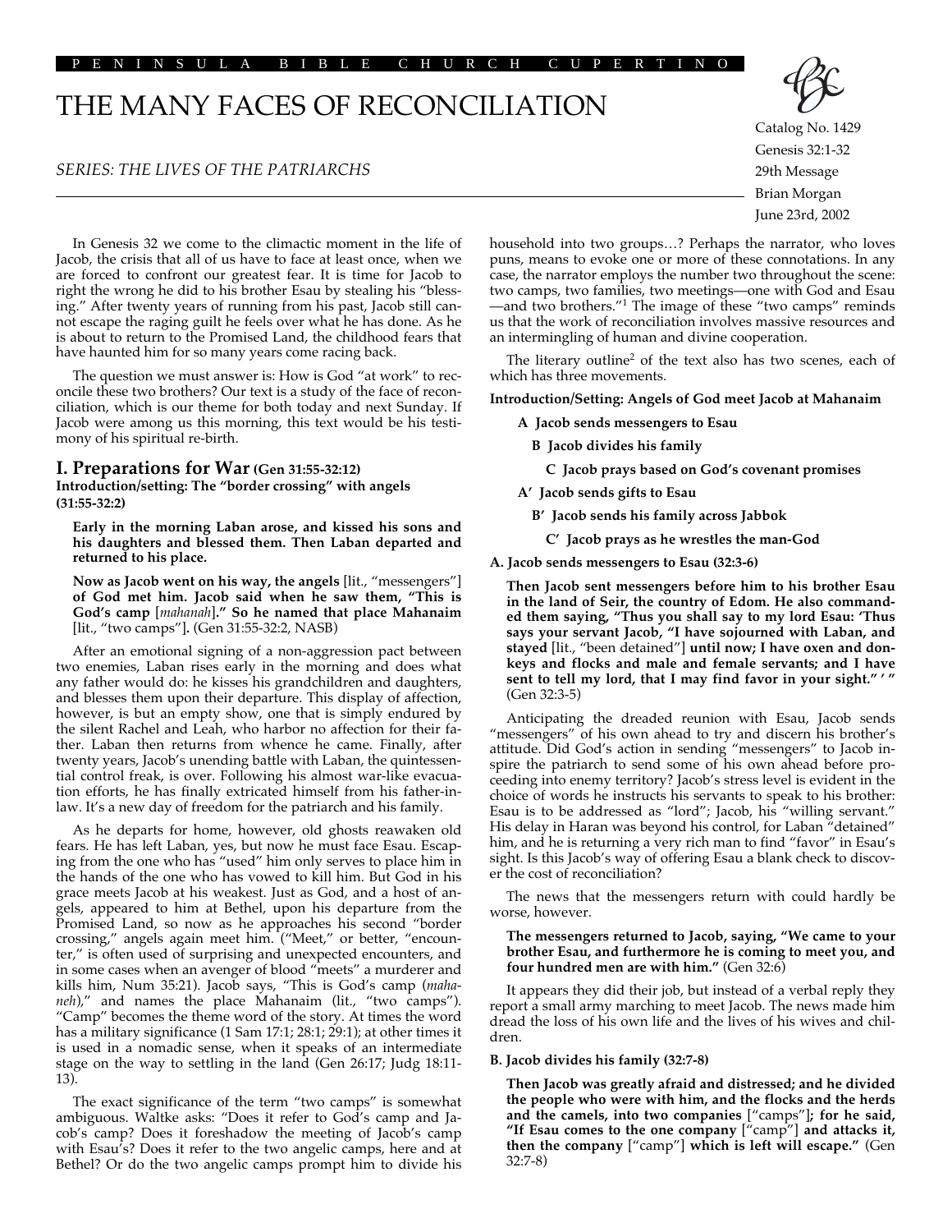# THE MANY FACES OF RECONCILIATION

*SERIES: THE LIVES OF THE PATRIARCHS*

Catalog No. 1429
Genesis 32:1-32
29th Message
Brian Morgan
June 23rd, 2002

In Genesis 32 we come to the climactic moment in the life of Jacob, the crisis that all of us have to face at least once, when we are forced to confront our greatest fear. It is time for Jacob to right the wrong he did to his brother Esau by stealing his "blessing." After twenty years of running from his past, Jacob still cannot escape the raging guilt he feels over what he has done. As he is about to return to the Promised Land, the childhood fears that have haunted him for so many years come racing back.

The question we must answer is: How is God "at work" to reconcile these two brothers? Our text is a study of the face of reconciliation, which is our theme for both today and next Sunday. If Jacob were among us this morning, this text would be his testimony of his spiritual re-birth.

## I. Preparations for War (Gen 31:55-32:12)

**Introduction/setting: The "border crossing" with angels (31:55-32:2)**

> **Early in the morning Laban arose, and kissed his sons and his daughters and blessed them. Then Laban departed and returned to his place.**
>
> **Now as Jacob went on his way, the angels** [lit., "messengers"] **of God met him. Jacob said when he saw them, "This is God's camp** [*mahanah*]**." So he named that place Mahanaim** [lit., "two camps"]**.** (Gen 31:55-32:2, NASB)

After an emotional signing of a non-aggression pact between two enemies, Laban rises early in the morning and does what any father would do: he kisses his grandchildren and daughters, and blesses them upon their departure. This display of affection, however, is but an empty show, one that is simply endured by the silent Rachel and Leah, who harbor no affection for their father. Laban then returns from whence he came. Finally, after twenty years, Jacob's unending battle with Laban, the quintessential control freak, is over. Following his almost war-like evacuation efforts, he has finally extricated himself from his father-in-law. It's a new day of freedom for the patriarch and his family.

As he departs for home, however, old ghosts reawaken old fears. He has left Laban, yes, but now he must face Esau. Escaping from the one who has "used" him only serves to place him in the hands of the one who has vowed to kill him. But God in his grace meets Jacob at his weakest. Just as God, and a host of angels, appeared to him at Bethel, upon his departure from the Promised Land, so now as he approaches his second "border crossing," angels again meet him. ("Meet," or better, "encounter," is often used of surprising and unexpected encounters, and in some cases when an avenger of blood "meets" a murderer and kills him, Num 35:21). Jacob says, "This is God's camp (*mahaneh*)," and names the place Mahanaim (lit., "two camps"). "Camp" becomes the theme word of the story. At times the word has a military significance (1 Sam 17:1; 28:1; 29:1); at other times it is used in a nomadic sense, when it speaks of an intermediate stage on the way to settling in the land (Gen 26:17; Judg 18:11-13).

The exact significance of the term "two camps" is somewhat ambiguous. Waltke asks: "Does it refer to God's camp and Jacob's camp? Does it foreshadow the meeting of Jacob's camp with Esau's? Does it refer to the two angelic camps, here and at Bethel? Or do the two angelic camps prompt him to divide his household into two groups…? Perhaps the narrator, who loves puns, means to evoke one or more of these connotations. In any case, the narrator employs the number two throughout the scene: two camps, two families, two meetings—one with God and Esau—and two brothers."[1] The image of these "two camps" reminds us that the work of reconciliation involves massive resources and an intermingling of human and divine cooperation.

The literary outline[2] of the text also has two scenes, each of which has three movements.

**Introduction/Setting: Angels of God meet Jacob at Mahanaim**

- **A Jacob sends messengers to Esau**
  - **B Jacob divides his family**
    - **C Jacob prays based on God's covenant promises**
- **A' Jacob sends gifts to Esau**
  - **B' Jacob sends his family across Jabbok**
    - **C' Jacob prays as he wrestles the man-God**

**A. Jacob sends messengers to Esau (32:3-6)**

> **Then Jacob sent messengers before him to his brother Esau in the land of Seir, the country of Edom. He also commanded them saying, "Thus you shall say to my lord Esau: 'Thus says your servant Jacob, "I have sojourned with Laban, and stayed** [lit., "been detained"] **until now; I have oxen and donkeys and flocks and male and female servants; and I have sent to tell my lord, that I may find favor in your sight." ' "** (Gen 32:3-5)

Anticipating the dreaded reunion with Esau, Jacob sends "messengers" of his own ahead to try and discern his brother's attitude. Did God's action in sending "messengers" to Jacob inspire the patriarch to send some of his own ahead before proceeding into enemy territory? Jacob's stress level is evident in the choice of words he instructs his servants to speak to his brother: Esau is to be addressed as "lord"; Jacob, his "willing servant." His delay in Haran was beyond his control, for Laban "detained" him, and he is returning a very rich man to find "favor" in Esau's sight. Is this Jacob's way of offering Esau a blank check to discover the cost of reconciliation?

The news that the messengers return with could hardly be worse, however.

> **The messengers returned to Jacob, saying, "We came to your brother Esau, and furthermore he is coming to meet you, and four hundred men are with him."** (Gen 32:6)

It appears they did their job, but instead of a verbal reply they report a small army marching to meet Jacob. The news made him dread the loss of his own life and the lives of his wives and children.

**B. Jacob divides his family (32:7-8)**

> **Then Jacob was greatly afraid and distressed; and he divided the people who were with him, and the flocks and the herds and the camels, into two companies** ["camps"]**; for he said, "If Esau comes to the one company** ["camp"] **and attacks it, then the company** ["camp"] **which is left will escape."** (Gen 32:7-8)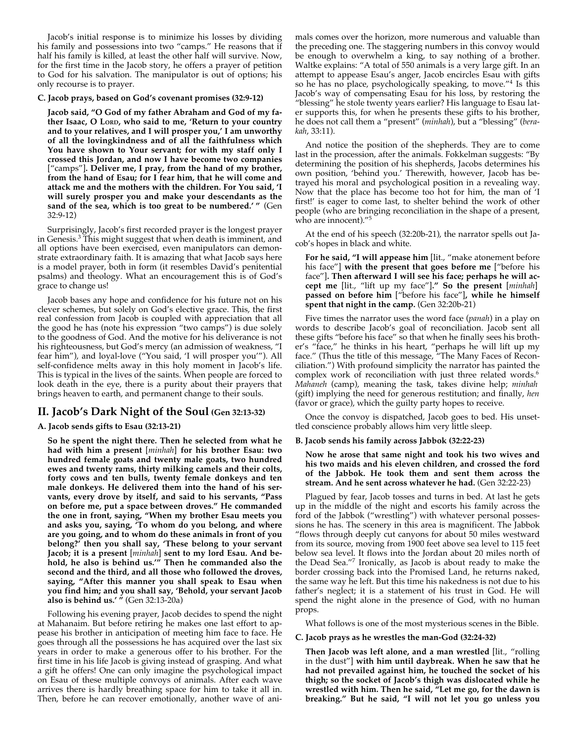Jacob's initial response is to minimize his losses by dividing his family and possessions into two "camps." He reasons that if half his family is killed, at least the other half will survive. Now, for the first time in the Jacob story, he offers a prayer of petition to God for his salvation. The manipulator is out of options; his only recourse is to prayer.

#### C. Jacob prays, based on God's covenant promises (32:9-12)

> **Jacob said, "O God of my father Abraham and God of my father Isaac, O Lord, who said to me, 'Return to your country and to your relatives, and I will prosper you,' I am unworthy of all the lovingkindness and of all the faithfulness which You have shown to Your servant; for with my staff only I crossed this Jordan, and now I have become two companies** ["camps"]**. Deliver me, I pray, from the hand of my brother, from the hand of Esau; for I fear him, that he will come and attack me and the mothers with the children. For You said, 'I will surely prosper you and make your descendants as the sand of the sea, which is too great to be numbered.' "** (Gen 32:9-12)

Surprisingly, Jacob's first recorded prayer is the longest prayer in Genesis.[3] This might suggest that when death is imminent, and all options have been exercised, even manipulators can demonstrate extraordinary faith. It is amazing that what Jacob says here is a model prayer, both in form (it resembles David's penitential psalms) and theology. What an encouragement this is of God's grace to change us!

Jacob bases any hope and confidence for his future not on his clever schemes, but solely on God's elective grace. This, the first real confession from Jacob is coupled with appreciation that all the good he has (note his expression "two camps") is due solely to the goodness of God. And the motive for his deliverance is not his righteousness, but God's mercy (an admission of weakness, "I fear him"), and loyal-love ("You said, 'I will prosper you'"). All self-confidence melts away in this holy moment in Jacob's life. This is typical in the lives of the saints. When people are forced to look death in the eye, there is a purity about their prayers that brings heaven to earth, and permanent change to their souls.

## II. Jacob's Dark Night of the Soul (Gen 32:13-32)

#### A. Jacob sends gifts to Esau (32:13-21)

> **So he spent the night there. Then he selected from what he had with him a present** [*minhah*] **for his brother Esau: two hundred female goats and twenty male goats, two hundred ewes and twenty rams, thirty milking camels and their colts, forty cows and ten bulls, twenty female donkeys and ten male donkeys. He delivered them into the hand of his servants, every drove by itself, and said to his servants, "Pass on before me, put a space between droves." He commanded the one in front, saying, "When my brother Esau meets you and asks you, saying, 'To whom do you belong, and where are you going, and to whom do these animals in front of you belong?' then you shall say, 'These belong to your servant Jacob; it is a present** [*minhah*] **sent to my lord Esau. And behold, he also is behind us.'" Then he commanded also the second and the third, and all those who followed the droves, saying, "After this manner you shall speak to Esau when you find him; and you shall say, 'Behold, your servant Jacob also is behind us.' "** (Gen 32:13-20a)

Following his evening prayer, Jacob decides to spend the night at Mahanaim. But before retiring he makes one last effort to appease his brother in anticipation of meeting him face to face. He goes through all the possessions he has acquired over the last six years in order to make a generous offer to his brother. For the first time in his life Jacob is giving instead of grasping. And what a gift he offers! One can only imagine the psychological impact on Esau of these multiple convoys of animals. After each wave arrives there is hardly breathing space for him to take it all in. Then, before he can recover emotionally, another wave of animals comes over the horizon, more numerous and valuable than the preceding one. The staggering numbers in this convoy would be enough to overwhelm a king, to say nothing of a brother. Waltke explains: "A total of 550 animals is a very large gift. In an attempt to appease Esau's anger, Jacob encircles Esau with gifts so he has no place, psychologically speaking, to move."[4] Is this Jacob's way of compensating Esau for his loss, by restoring the "blessing" he stole twenty years earlier? His language to Esau later supports this, for when he presents these gifts to his brother, he does not call them a "present" (*minhah*), but a "blessing" (*berakah*, 33:11).

And notice the position of the shepherds. They are to come last in the procession, after the animals. Fokkelman suggests: "By determining the position of his shepherds, Jacobs determines his own position, 'behind you.' Therewith, however, Jacob has betrayed his moral and psychological position in a revealing way. Now that the place has become too hot for him, the man of 'I first!' is eager to come last, to shelter behind the work of other people (who are bringing reconciliation in the shape of a present, who are innocent)."[5]

At the end of his speech (32:20b-21), the narrator spells out Jacob's hopes in black and white.

> **For he said, "I will appease him** [lit., "make atonement before his face"] **with the present that goes before me** ["before his face"]**. Then afterward I will see his face; perhaps he will accept me** [lit., "lift up my face"]**." So the present** [*minhah*] **passed on before him** ["before his face"]**, while he himself spent that night in the camp.** (Gen 32:20b-21)

Five times the narrator uses the word face (*panah*) in a play on words to describe Jacob's goal of reconciliation. Jacob sent all these gifts "before his face" so that when he finally sees his brother's "face," he thinks in his heart, "perhaps he will lift up my face." (Thus the title of this message, "The Many Faces of Reconciliation.") With profound simplicity the narrator has painted the complex work of reconciliation with just three related words.[6] *Mahaneh* (camp), meaning the task, takes divine help; *minhah* (gift) implying the need for generous restitution; and finally, *hen* (favor or grace), which the guilty party hopes to receive.

Once the convoy is dispatched, Jacob goes to bed. His unsettled conscience probably allows him very little sleep.

#### B. Jacob sends his family across Jabbok (32:22-23)

> **Now he arose that same night and took his two wives and his two maids and his eleven children, and crossed the ford of the Jabbok. He took them and sent them across the stream. And he sent across whatever he had.** (Gen 32:22-23)

Plagued by fear, Jacob tosses and turns in bed. At last he gets up in the middle of the night and escorts his family across the ford of the Jabbok ("wrestling") with whatever personal possessions he has. The scenery in this area is magnificent. The Jabbok "flows through deeply cut canyons for about 50 miles westward from its source, moving from 1900 feet above sea level to 115 feet below sea level. It flows into the Jordan about 20 miles north of the Dead Sea."[7] Ironically, as Jacob is about ready to make the border crossing back into the Promised Land, he returns naked, the same way he left. But this time his nakedness is not due to his father's neglect; it is a statement of his trust in God. He will spend the night alone in the presence of God, with no human props.

What follows is one of the most mysterious scenes in the Bible.

#### C. Jacob prays as he wrestles the man-God (32:24-32)

> **Then Jacob was left alone, and a man wrestled** [lit., "rolling in the dust"] **with him until daybreak. When he saw that he had not prevailed against him, he touched the socket of his thigh; so the socket of Jacob's thigh was dislocated while he wrestled with him. Then he said, "Let me go, for the dawn is breaking." But he said, "I will not let you go unless you**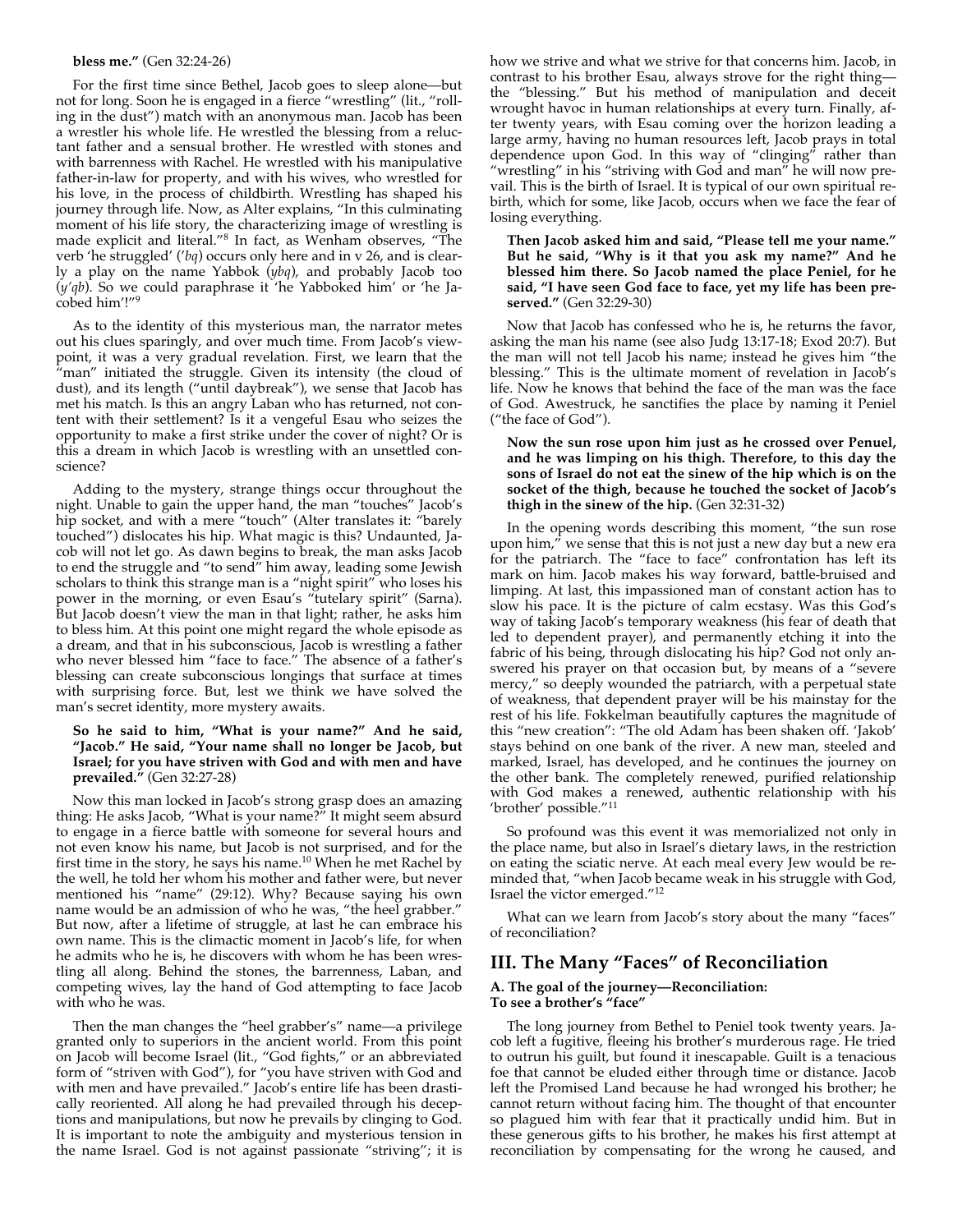**bless me."** (Gen 32:24-26)

For the first time since Bethel, Jacob goes to sleep alone—but not for long. Soon he is engaged in a fierce "wrestling" (lit., "rolling in the dust") match with an anonymous man. Jacob has been a wrestler his whole life. He wrestled the blessing from a reluctant father and a sensual brother. He wrestled with stones and with barrenness with Rachel. He wrestled with his manipulative father-in-law for property, and with his wives, who wrestled for his love, in the process of childbirth. Wrestling has shaped his journey through life. Now, as Alter explains, "In this culminating moment of his life story, the characterizing image of wrestling is made explicit and literal."[8] In fact, as Wenham observes, "The verb 'he struggled' (*'bq*) occurs only here and in v 26, and is clearly a play on the name Yabbok (*ybq*), and probably Jacob too (*y'qb*). So we could paraphrase it 'he Yabboked him' or 'he Jacobed him'!"[9]

As to the identity of this mysterious man, the narrator metes out his clues sparingly, and over much time. From Jacob's viewpoint, it was a very gradual revelation. First, we learn that the "man" initiated the struggle. Given its intensity (the cloud of dust), and its length ("until daybreak"), we sense that Jacob has met his match. Is this an angry Laban who has returned, not content with their settlement? Is it a vengeful Esau who seizes the opportunity to make a first strike under the cover of night? Or is this a dream in which Jacob is wrestling with an unsettled conscience?

Adding to the mystery, strange things occur throughout the night. Unable to gain the upper hand, the man "touches" Jacob's hip socket, and with a mere "touch" (Alter translates it: "barely touched") dislocates his hip. What magic is this? Undaunted, Jacob will not let go. As dawn begins to break, the man asks Jacob to end the struggle and "to send" him away, leading some Jewish scholars to think this strange man is a "night spirit" who loses his power in the morning, or even Esau's "tutelary spirit" (Sarna). But Jacob doesn't view the man in that light; rather, he asks him to bless him. At this point one might regard the whole episode as a dream, and that in his subconscious, Jacob is wrestling a father who never blessed him "face to face." The absence of a father's blessing can create subconscious longings that surface at times with surprising force. But, lest we think we have solved the man's secret identity, more mystery awaits.

> **So he said to him, "What is your name?" And he said, "Jacob." He said, "Your name shall no longer be Jacob, but Israel; for you have striven with God and with men and have prevailed."** (Gen 32:27-28)

Now this man locked in Jacob's strong grasp does an amazing thing: He asks Jacob, "What is your name?" It might seem absurd to engage in a fierce battle with someone for several hours and not even know his name, but Jacob is not surprised, and for the first time in the story, he says his name.[10] When he met Rachel by the well, he told her whom his mother and father were, but never mentioned his "name" (29:12). Why? Because saying his own name would be an admission of who he was, "the heel grabber." But now, after a lifetime of struggle, at last he can embrace his own name. This is the climactic moment in Jacob's life, for when he admits who he is, he discovers with whom he has been wrestling all along. Behind the stones, the barrenness, Laban, and competing wives, lay the hand of God attempting to face Jacob with who he was.

Then the man changes the "heel grabber's" name—a privilege granted only to superiors in the ancient world. From this point on Jacob will become Israel (lit., "God fights," or an abbreviated form of "striven with God"), for "you have striven with God and with men and have prevailed." Jacob's entire life has been drastically reoriented. All along he had prevailed through his deceptions and manipulations, but now he prevails by clinging to God. It is important to note the ambiguity and mysterious tension in the name Israel. God is not against passionate "striving"; it is how we strive and what we strive for that concerns him. Jacob, in contrast to his brother Esau, always strove for the right thing—the "blessing." But his method of manipulation and deceit wrought havoc in human relationships at every turn. Finally, after twenty years, with Esau coming over the horizon leading a large army, having no human resources left, Jacob prays in total dependence upon God. In this way of "clinging" rather than "wrestling" in his "striving with God and man" he will now prevail. This is the birth of Israel. It is typical of our own spiritual rebirth, which for some, like Jacob, occurs when we face the fear of losing everything.

> **Then Jacob asked him and said, "Please tell me your name." But he said, "Why is it that you ask my name?" And he blessed him there. So Jacob named the place Peniel, for he said, "I have seen God face to face, yet my life has been preserved."** (Gen 32:29-30)

Now that Jacob has confessed who he is, he returns the favor, asking the man his name (see also Judg 13:17-18; Exod 20:7). But the man will not tell Jacob his name; instead he gives him "the blessing." This is the ultimate moment of revelation in Jacob's life. Now he knows that behind the face of the man was the face of God. Awestruck, he sanctifies the place by naming it Peniel ("the face of God").

> **Now the sun rose upon him just as he crossed over Penuel, and he was limping on his thigh. Therefore, to this day the sons of Israel do not eat the sinew of the hip which is on the socket of the thigh, because he touched the socket of Jacob's thigh in the sinew of the hip.** (Gen 32:31-32)

In the opening words describing this moment, "the sun rose upon him," we sense that this is not just a new day but a new era for the patriarch. The "face to face" confrontation has left its mark on him. Jacob makes his way forward, battle-bruised and limping. At last, this impassioned man of constant action has to slow his pace. It is the picture of calm ecstasy. Was this God's way of taking Jacob's temporary weakness (his fear of death that led to dependent prayer), and permanently etching it into the fabric of his being, through dislocating his hip? God not only answered his prayer on that occasion but, by means of a "severe mercy," so deeply wounded the patriarch, with a perpetual state of weakness, that dependent prayer will be his mainstay for the rest of his life. Fokkelman beautifully captures the magnitude of this "new creation": "The old Adam has been shaken off. 'Jakob' stays behind on one bank of the river. A new man, steeled and marked, Israel, has developed, and he continues the journey on the other bank. The completely renewed, purified relationship with God makes a renewed, authentic relationship with his 'brother' possible."[11]

So profound was this event it was memorialized not only in the place name, but also in Israel's dietary laws, in the restriction on eating the sciatic nerve. At each meal every Jew would be reminded that, "when Jacob became weak in his struggle with God, Israel the victor emerged."[12]

What can we learn from Jacob's story about the many "faces" of reconciliation?

## III. The Many "Faces" of Reconciliation

### A. The goal of the journey—Reconciliation: To see a brother's "face"

The long journey from Bethel to Peniel took twenty years. Jacob left a fugitive, fleeing his brother's murderous rage. He tried to outrun his guilt, but found it inescapable. Guilt is a tenacious foe that cannot be eluded either through time or distance. Jacob left the Promised Land because he had wronged his brother; he cannot return without facing him. The thought of that encounter so plagued him with fear that it practically undid him. But in these generous gifts to his brother, he makes his first attempt at reconciliation by compensating for the wrong he caused, and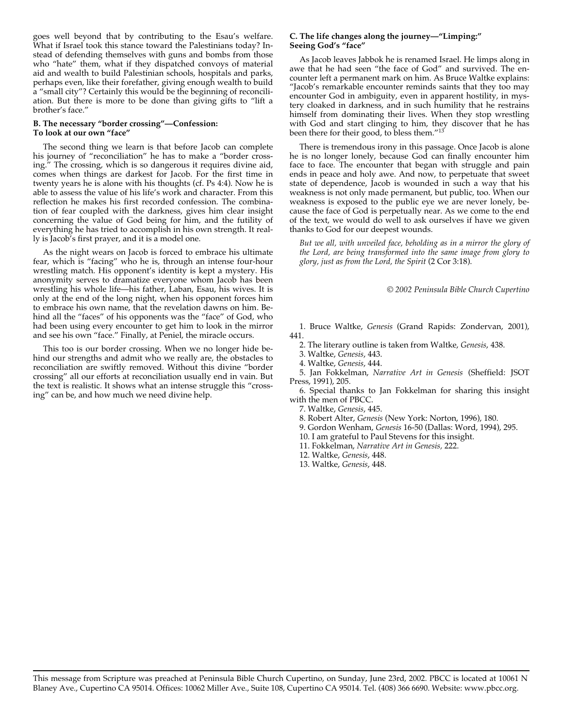goes well beyond that by contributing to the Esau's welfare. What if Israel took this stance toward the Palestinians today? Instead of defending themselves with guns and bombs from those who "hate" them, what if they dispatched convoys of material aid and wealth to build Palestinian schools, hospitals and parks, perhaps even, like their forefather, giving enough wealth to build a "small city"? Certainly this would be the beginning of reconciliation. But there is more to be done than giving gifts to "lift a brother's face."

#### B. The necessary "border crossing"—Confession: To look at our own "face"

The second thing we learn is that before Jacob can complete his journey of "reconciliation" he has to make a "border crossing." The crossing, which is so dangerous it requires divine aid, comes when things are darkest for Jacob. For the first time in twenty years he is alone with his thoughts (cf. Ps 4:4). Now he is able to assess the value of his life's work and character. From this reflection he makes his first recorded confession. The combination of fear coupled with the darkness, gives him clear insight concerning the value of God being for him, and the futility of everything he has tried to accomplish in his own strength. It really is Jacob's first prayer, and it is a model one.

As the night wears on Jacob is forced to embrace his ultimate fear, which is "facing" who he is, through an intense four-hour wrestling match. His opponent's identity is kept a mystery. His anonymity serves to dramatize everyone whom Jacob has been wrestling his whole life—his father, Laban, Esau, his wives. It is only at the end of the long night, when his opponent forces him to embrace his own name, that the revelation dawns on him. Behind all the "faces" of his opponents was the "face" of God, who had been using every encounter to get him to look in the mirror and see his own "face." Finally, at Peniel, the miracle occurs.

This too is our border crossing. When we no longer hide behind our strengths and admit who we really are, the obstacles to reconciliation are swiftly removed. Without this divine "border crossing" all our efforts at reconciliation usually end in vain. But the text is realistic. It shows what an intense struggle this "crossing" can be, and how much we need divine help.

#### C. The life changes along the journey—"Limping:" Seeing God's "face"

As Jacob leaves Jabbok he is renamed Israel. He limps along in awe that he had seen "the face of God" and survived. The encounter left a permanent mark on him. As Bruce Waltke explains: "Jacob's remarkable encounter reminds saints that they too may encounter God in ambiguity, even in apparent hostility, in mystery cloaked in darkness, and in such humility that he restrains himself from dominating their lives. When they stop wrestling with God and start clinging to him, they discover that he has been there for their good, to bless them."[13]

There is tremendous irony in this passage. Once Jacob is alone he is no longer lonely, because God can finally encounter him face to face. The encounter that began with struggle and pain ends in peace and holy awe. And now, to perpetuate that sweet state of dependence, Jacob is wounded in such a way that his weakness is not only made permanent, but public, too. When our weakness is exposed to the public eye we are never lonely, because the face of God is perpetually near. As we come to the end of the text, we would do well to ask ourselves if have we given thanks to God for our deepest wounds.

*But we all, with unveiled face, beholding as in a mirror the glory of the Lord, are being transformed into the same image from glory to glory, just as from the Lord, the Spirit* (2 Cor 3:18).

*© 2002 Peninsula Bible Church Cupertino*

1. Bruce Waltke, *Genesis* (Grand Rapids: Zondervan, 2001), 441.
2. The literary outline is taken from Waltke, *Genesis*, 438.
3. Waltke, *Genesis*, 443.
4. Waltke, *Genesis*, 444.
5. Jan Fokkelman, *Narrative Art in Genesis* (Sheffield: JSOT Press, 1991), 205.
6. Special thanks to Jan Fokkelman for sharing this insight with the men of PBCC.
7. Waltke, *Genesis*, 445.
8. Robert Alter, *Genesis* (New York: Norton, 1996), 180.
9. Gordon Wenham, *Genesis* 16-50 (Dallas: Word, 1994), 295.
10. I am grateful to Paul Stevens for this insight.
11. Fokkelman, *Narrative Art in Genesis*, 222.
12. Waltke, *Genesis*, 448.
13. Waltke, *Genesis*, 448.

This message from Scripture was preached at Peninsula Bible Church Cupertino, on Sunday, June 23rd, 2002. PBCC is located at 10061 N Blaney Ave., Cupertino CA 95014. Offices: 10062 Miller Ave., Suite 108, Cupertino CA 95014. Tel. (408) 366 6690. Website: www.pbcc.org.